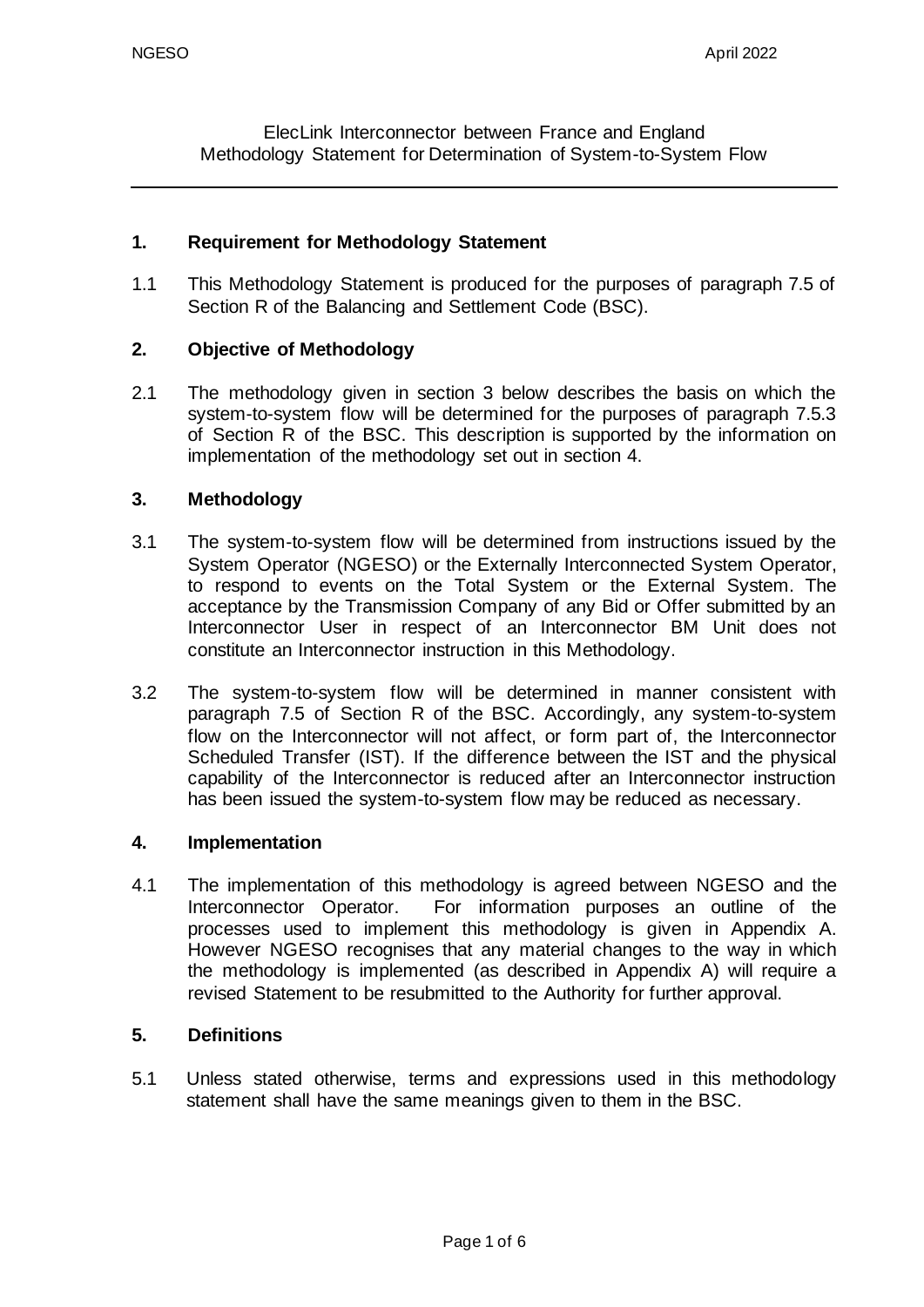ElecLink Interconnector between France and England
Methodology Statement for Determination of System-to-System Flow

---

## 1. Requirement for Methodology Statement

1.1 This Methodology Statement is produced for the purposes of paragraph 7.5 of Section R of the Balancing and Settlement Code (BSC).

## 2. Objective of Methodology

2.1 The methodology given in section 3 below describes the basis on which the system-to-system flow will be determined for the purposes of paragraph 7.5.3 of Section R of the BSC. This description is supported by the information on implementation of the methodology set out in section 4.

## 3. Methodology

3.1 The system-to-system flow will be determined from instructions issued by the System Operator (NGESO) or the Externally Interconnected System Operator, to respond to events on the Total System or the External System. The acceptance by the Transmission Company of any Bid or Offer submitted by an Interconnector User in respect of an Interconnector BM Unit does not constitute an Interconnector instruction in this Methodology.

3.2 The system-to-system flow will be determined in manner consistent with paragraph 7.5 of Section R of the BSC. Accordingly, any system-to-system flow on the Interconnector will not affect, or form part of, the Interconnector Scheduled Transfer (IST). If the difference between the IST and the physical capability of the Interconnector is reduced after an Interconnector instruction has been issued the system-to-system flow may be reduced as necessary.

## 4. Implementation

4.1 The implementation of this methodology is agreed between NGESO and the Interconnector Operator. For information purposes an outline of the processes used to implement this methodology is given in Appendix A. However NGESO recognises that any material changes to the way in which the methodology is implemented (as described in Appendix A) will require a revised Statement to be resubmitted to the Authority for further approval.

## 5. Definitions

5.1 Unless stated otherwise, terms and expressions used in this methodology statement shall have the same meanings given to them in the BSC.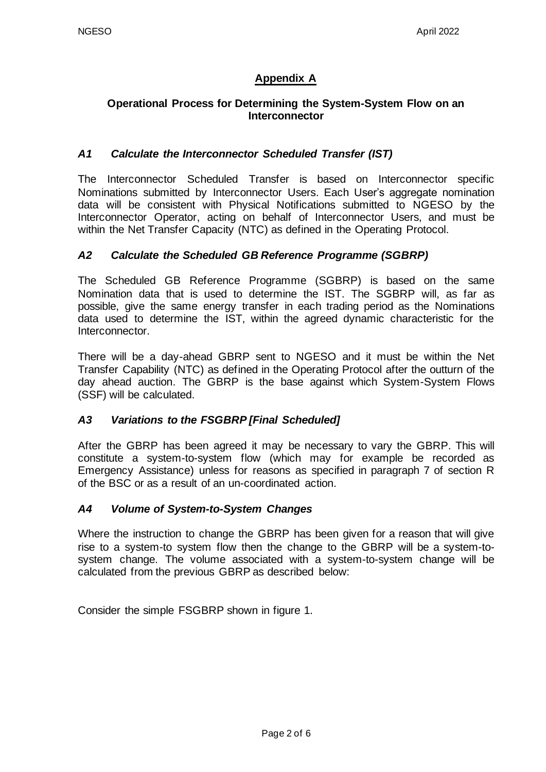## Appendix A

### Operational Process for Determining the System-System Flow on an Interconnector

#### *A1 Calculate the Interconnector Scheduled Transfer (IST)*

The Interconnector Scheduled Transfer is based on Interconnector specific Nominations submitted by Interconnector Users. Each User's aggregate nomination data will be consistent with Physical Notifications submitted to NGESO by the Interconnector Operator, acting on behalf of Interconnector Users, and must be within the Net Transfer Capacity (NTC) as defined in the Operating Protocol.

#### *A2 Calculate the Scheduled GB Reference Programme (SGBRP)*

The Scheduled GB Reference Programme (SGBRP) is based on the same Nomination data that is used to determine the IST. The SGBRP will, as far as possible, give the same energy transfer in each trading period as the Nominations data used to determine the IST, within the agreed dynamic characteristic for the Interconnector.

There will be a day-ahead GBRP sent to NGESO and it must be within the Net Transfer Capability (NTC) as defined in the Operating Protocol after the outturn of the day ahead auction. The GBRP is the base against which System-System Flows (SSF) will be calculated.

#### *A3 Variations to the FSGBRP [Final Scheduled]*

After the GBRP has been agreed it may be necessary to vary the GBRP. This will constitute a system-to-system flow (which may for example be recorded as Emergency Assistance) unless for reasons as specified in paragraph 7 of section R of the BSC or as a result of an un-coordinated action.

#### *A4 Volume of System-to-System Changes*

Where the instruction to change the GBRP has been given for a reason that will give rise to a system-to system flow then the change to the GBRP will be a system-to-system change. The volume associated with a system-to-system change will be calculated from the previous GBRP as described below:

Consider the simple FSGBRP shown in figure 1.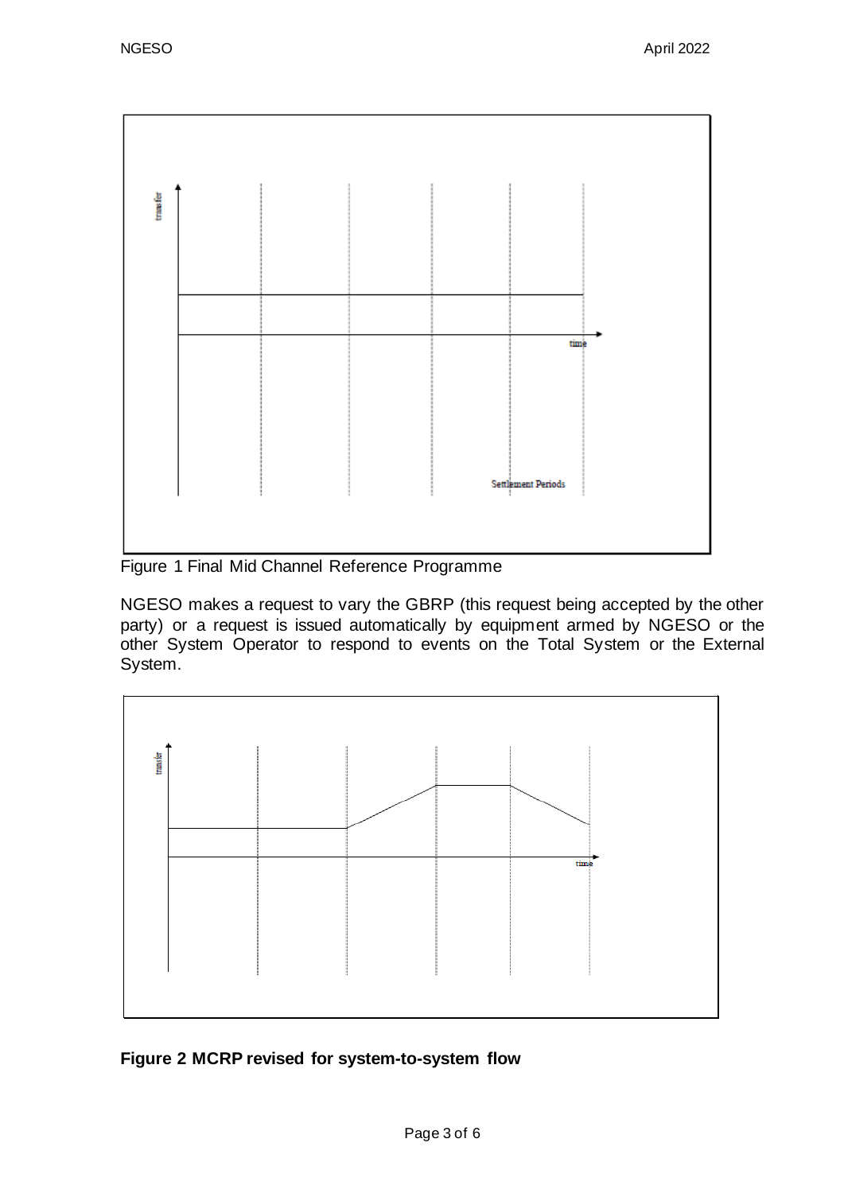Figure 1 Final Mid Channel Reference Programme

NGESO makes a request to vary the GBRP (this request being accepted by the other party) or a request is issued automatically by equipment armed by NGESO or the other System Operator to respond to events on the Total System or the External System.

**Figure 2 MCRP revised for system-to-system flow**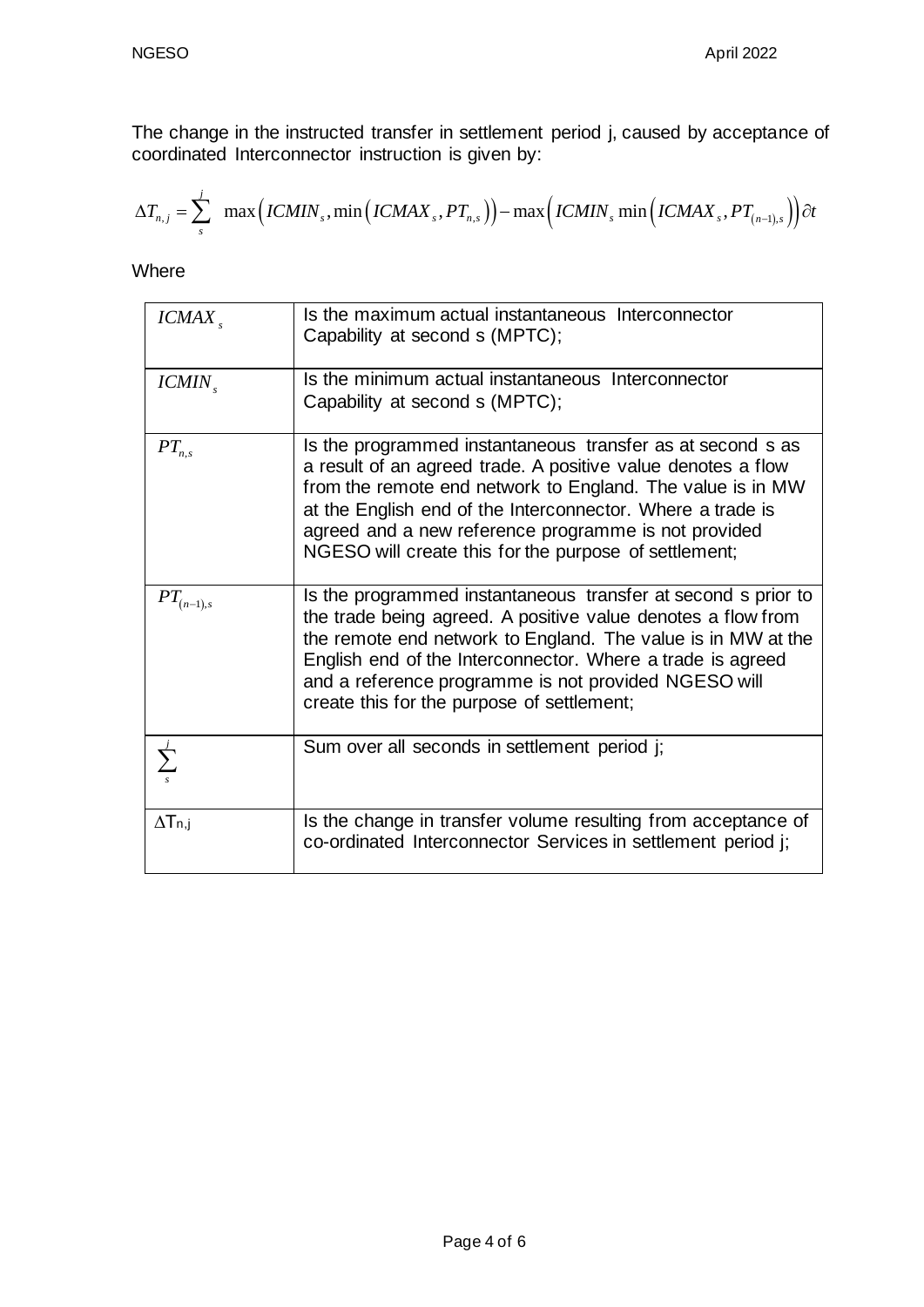The change in the instructed transfer in settlement period j, caused by acceptance of coordinated Interconnector instruction is given by:

$$\Delta T_{n,j} = \sum_{s}^{j} \max\left(ICMIN_s, \min\left(ICMAX_s, PT_{n,s}\right)\right) - \max\left(ICMIN_s \min\left(ICMAX_s, PT_{(n-1),s}\right)\right)\partial t$$

Where

| | |
|---|---|
| $ICMAX_s$ | Is the maximum actual instantaneous Interconnector Capability at second s (MPTC); |
| $ICMIN_s$ | Is the minimum actual instantaneous Interconnector Capability at second s (MPTC); |
| $PT_{n,s}$ | Is the programmed instantaneous transfer as at second s as a result of an agreed trade. A positive value denotes a flow from the remote end network to England. The value is in MW at the English end of the Interconnector. Where a trade is agreed and a new reference programme is not provided NGESO will create this for the purpose of settlement; |
| $PT_{(n-1),s}$ | Is the programmed instantaneous transfer at second s prior to the trade being agreed. A positive value denotes a flow from the remote end network to England. The value is in MW at the English end of the Interconnector. Where a trade is agreed and a reference programme is not provided NGESO will create this for the purpose of settlement; |
| $\sum_{s}^{j}$ | Sum over all seconds in settlement period j; |
| $\Delta T_{n,j}$ | Is the change in transfer volume resulting from acceptance of co-ordinated Interconnector Services in settlement period j; |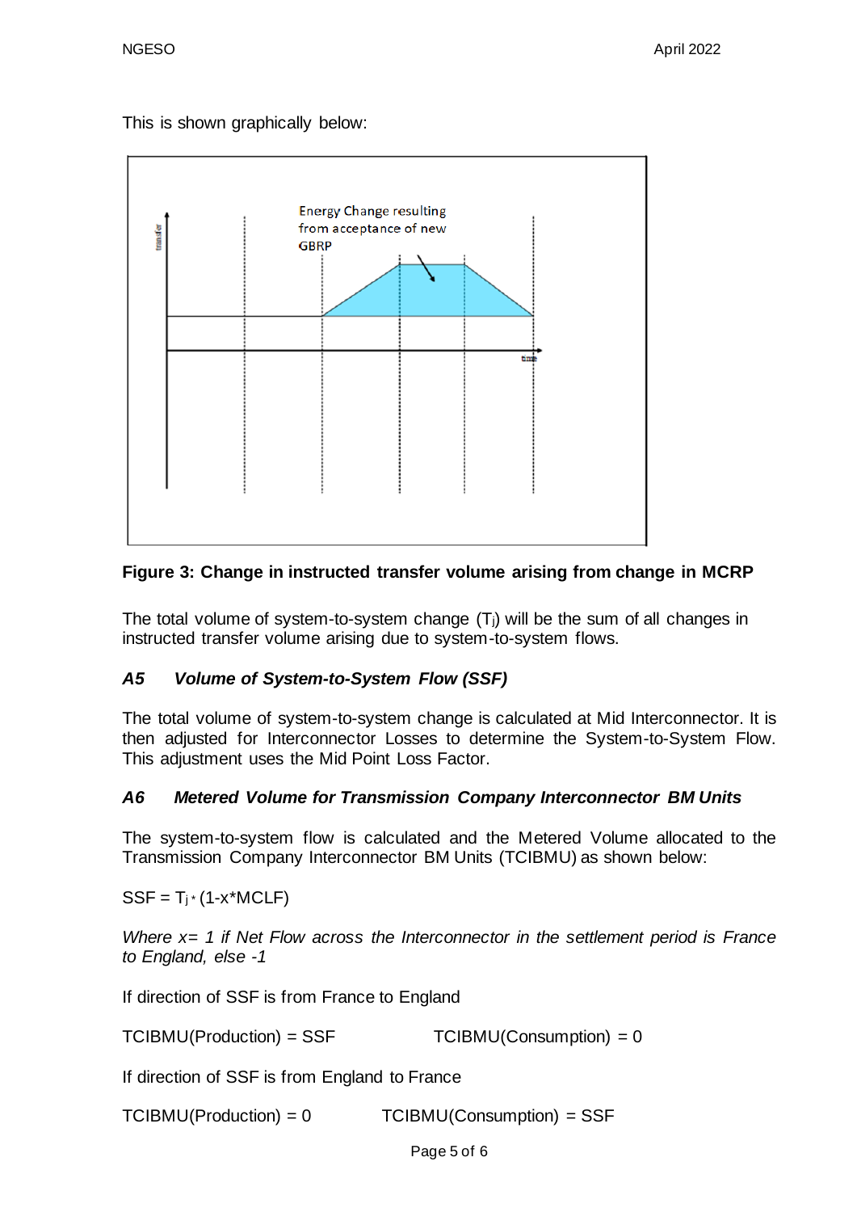This is shown graphically below:

**Figure 3: Change in instructed transfer volume arising from change in MCRP**

The total volume of system-to-system change ($T_j$) will be the sum of all changes in instructed transfer volume arising due to system-to-system flows.

### *A5 Volume of System-to-System Flow (SSF)*

The total volume of system-to-system change is calculated at Mid Interconnector. It is then adjusted for Interconnector Losses to determine the System-to-System Flow. This adjustment uses the Mid Point Loss Factor.

### *A6 Metered Volume for Transmission Company Interconnector BM Units*

The system-to-system flow is calculated and the Metered Volume allocated to the Transmission Company Interconnector BM Units (TCIBMU) as shown below:

$SSF = T_j * (1-x*MCLF)$

*Where x= 1 if Net Flow across the Interconnector in the settlement period is France to England, else -1*

If direction of SSF is from France to England

TCIBMU(Production) = SSF TCIBMU(Consumption) = 0

If direction of SSF is from England to France

TCIBMU(Production) = 0 TCIBMU(Consumption) = SSF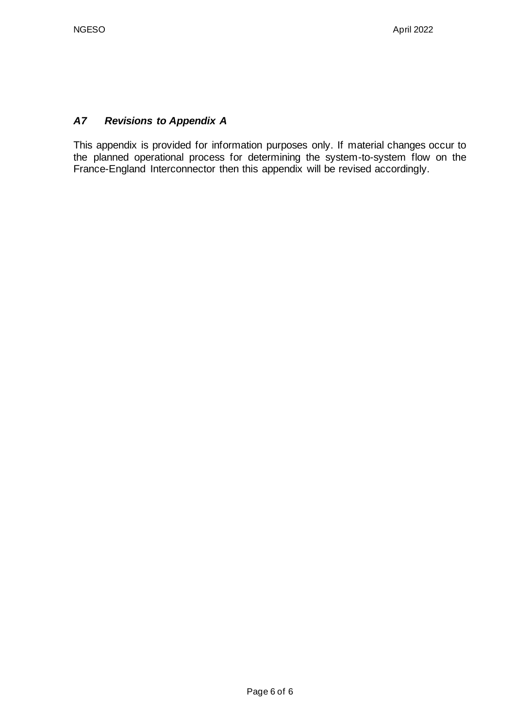### *A7 Revisions to Appendix A*

This appendix is provided for information purposes only. If material changes occur to the planned operational process for determining the system-to-system flow on the France-England Interconnector then this appendix will be revised accordingly.